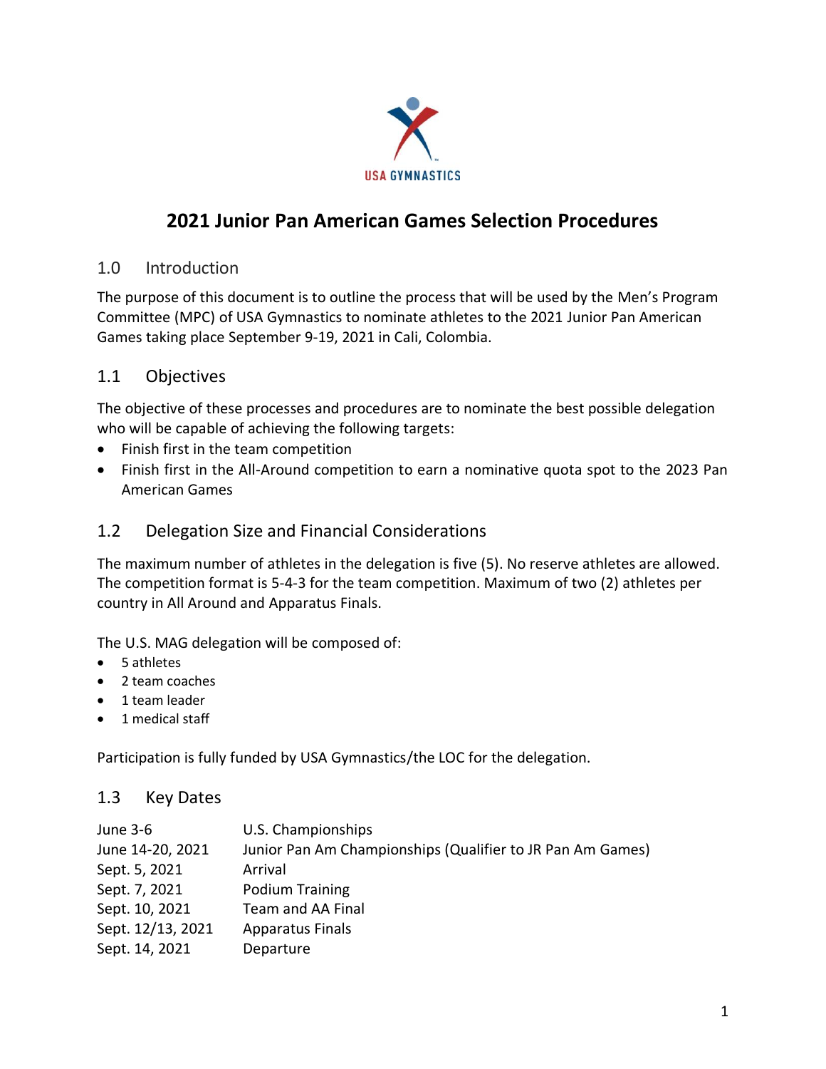# 2021 Junior Pan American Games Selection Procedures

## 1.0 Introduction

The purpose of this document is to outline the process that will be used by the Men's Program Committee (MPC) of USA Gymnastics to nominate athletes to the 2021 Junior Pan American Games taking place September 9-19, 2021 in Cali, Colombia.

## 1.1 Objectives

The objective of these processes and procedures are to nominate the best possible delegation who will be capable of achieving the following targets:

- Finish first in the team competition
- Finish first in the All-Around competition to earn a nominative quota spot to the 2023 Pan American Games

## 1.2 Delegation Size and Financial Considerations

The maximum number of athletes in the delegation is five (5). No reserve athletes are allowed. The competition format is 5-4-3 for the team competition. Maximum of two (2) athletes per country in All Around and Apparatus Finals.

The U.S. MAG delegation will be composed of:

- 5 athletes
- 2 team coaches
- 1 team leader
- 1 medical staff

Participation is fully funded by USA Gymnastics/the LOC for the delegation.

## 1.3 Key Dates

| | |
|---|---|
| June 3-6 | U.S. Championships |
| June 14-20, 2021 | Junior Pan Am Championships (Qualifier to JR Pan Am Games) |
| Sept. 5, 2021 | Arrival |
| Sept. 7, 2021 | Podium Training |
| Sept. 10, 2021 | Team and AA Final |
| Sept. 12/13, 2021 | Apparatus Finals |
| Sept. 14, 2021 | Departure |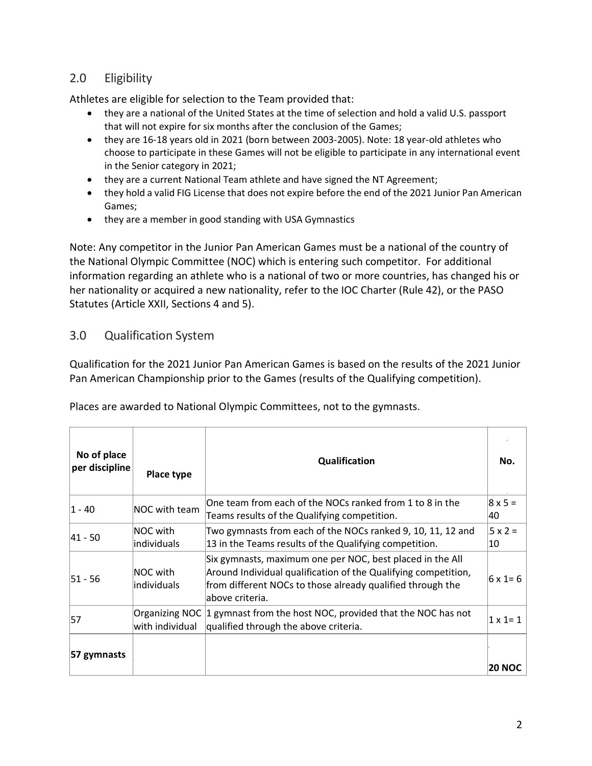## 2.0 Eligibility

Athletes are eligible for selection to the Team provided that:

- they are a national of the United States at the time of selection and hold a valid U.S. passport that will not expire for six months after the conclusion of the Games;
- they are 16-18 years old in 2021 (born between 2003-2005). Note: 18 year-old athletes who choose to participate in these Games will not be eligible to participate in any international event in the Senior category in 2021;
- they are a current National Team athlete and have signed the NT Agreement;
- they hold a valid FIG License that does not expire before the end of the 2021 Junior Pan American Games;
- they are a member in good standing with USA Gymnastics

Note: Any competitor in the Junior Pan American Games must be a national of the country of the National Olympic Committee (NOC) which is entering such competitor. For additional information regarding an athlete who is a national of two or more countries, has changed his or her nationality or acquired a new nationality, refer to the IOC Charter (Rule 42), or the PASO Statutes (Article XXII, Sections 4 and 5).

## 3.0 Qualification System

Qualification for the 2021 Junior Pan American Games is based on the results of the 2021 Junior Pan American Championship prior to the Games (results of the Qualifying competition).

Places are awarded to National Olympic Committees, not to the gymnasts.

| No of place per discipline | Place type | Qualification | No. |
|---|---|---|---|
| 1 - 40 | NOC with team | One team from each of the NOCs ranked from 1 to 8 in the Teams results of the Qualifying competition. | 8 x 5 = 40 |
| 41 - 50 | NOC with individuals | Two gymnasts from each of the NOCs ranked 9, 10, 11, 12 and 13 in the Teams results of the Qualifying competition. | 5 x 2 = 10 |
| 51 - 56 | NOC with individuals | Six gymnasts, maximum one per NOC, best placed in the All Around Individual qualification of the Qualifying competition, from different NOCs to those already qualified through the above criteria. | 6 x 1= 6 |
| 57 | Organizing NOC with individual | 1 gymnast from the host NOC, provided that the NOC has not qualified through the above criteria. | 1 x 1= 1 |
| **57 gymnasts** | | | **20 NOC** |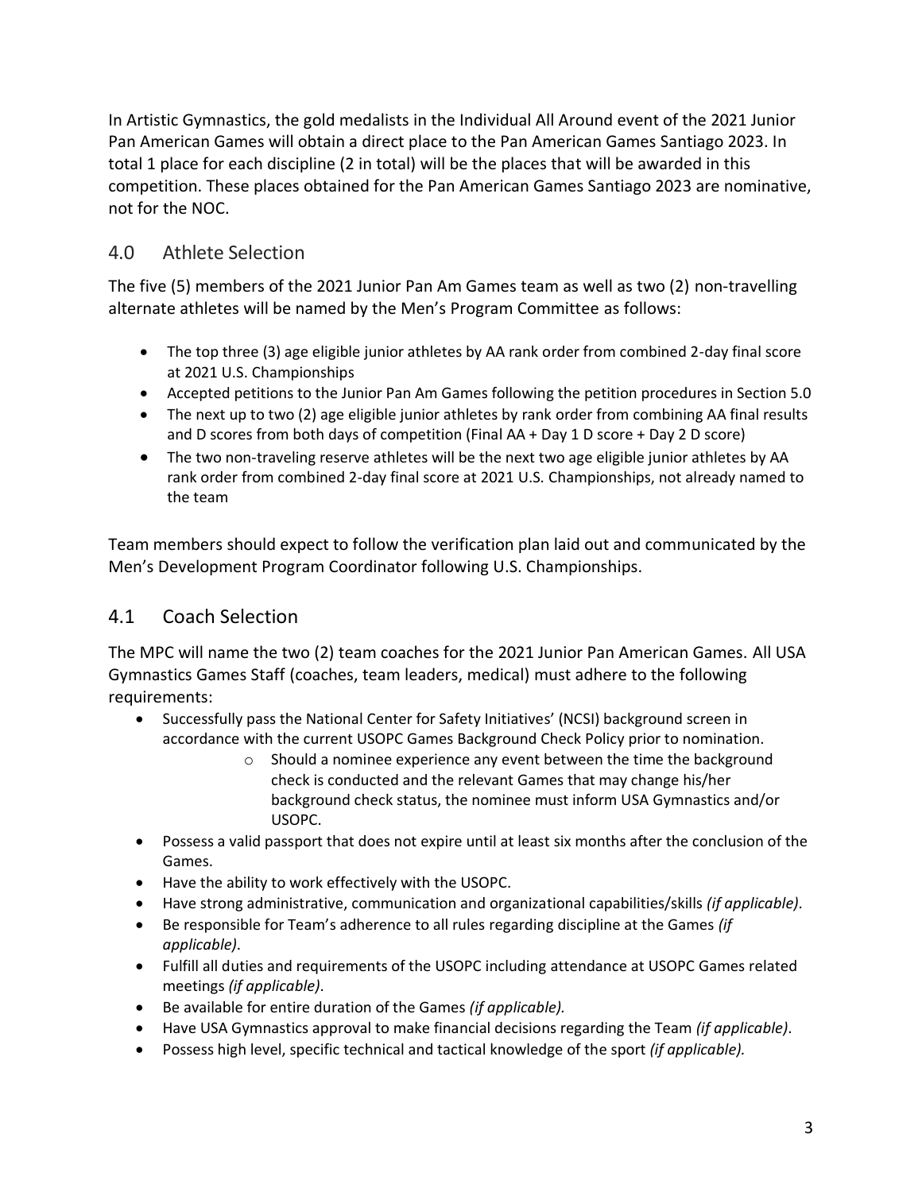In Artistic Gymnastics, the gold medalists in the Individual All Around event of the 2021 Junior Pan American Games will obtain a direct place to the Pan American Games Santiago 2023. In total 1 place for each discipline (2 in total) will be the places that will be awarded in this competition. These places obtained for the Pan American Games Santiago 2023 are nominative, not for the NOC.

## 4.0 Athlete Selection

The five (5) members of the 2021 Junior Pan Am Games team as well as two (2) non-travelling alternate athletes will be named by the Men's Program Committee as follows:

- The top three (3) age eligible junior athletes by AA rank order from combined 2-day final score at 2021 U.S. Championships
- Accepted petitions to the Junior Pan Am Games following the petition procedures in Section 5.0
- The next up to two (2) age eligible junior athletes by rank order from combining AA final results and D scores from both days of competition (Final AA + Day 1 D score + Day 2 D score)
- The two non-traveling reserve athletes will be the next two age eligible junior athletes by AA rank order from combined 2-day final score at 2021 U.S. Championships, not already named to the team

Team members should expect to follow the verification plan laid out and communicated by the Men's Development Program Coordinator following U.S. Championships.

## 4.1 Coach Selection

The MPC will name the two (2) team coaches for the 2021 Junior Pan American Games. All USA Gymnastics Games Staff (coaches, team leaders, medical) must adhere to the following requirements:

- Successfully pass the National Center for Safety Initiatives' (NCSI) background screen in accordance with the current USOPC Games Background Check Policy prior to nomination.
  - Should a nominee experience any event between the time the background check is conducted and the relevant Games that may change his/her background check status, the nominee must inform USA Gymnastics and/or USOPC.
- Possess a valid passport that does not expire until at least six months after the conclusion of the Games.
- Have the ability to work effectively with the USOPC.
- Have strong administrative, communication and organizational capabilities/skills *(if applicable)*.
- Be responsible for Team's adherence to all rules regarding discipline at the Games *(if applicable)*.
- Fulfill all duties and requirements of the USOPC including attendance at USOPC Games related meetings *(if applicable)*.
- Be available for entire duration of the Games *(if applicable).*
- Have USA Gymnastics approval to make financial decisions regarding the Team *(if applicable)*.
- Possess high level, specific technical and tactical knowledge of the sport *(if applicable).*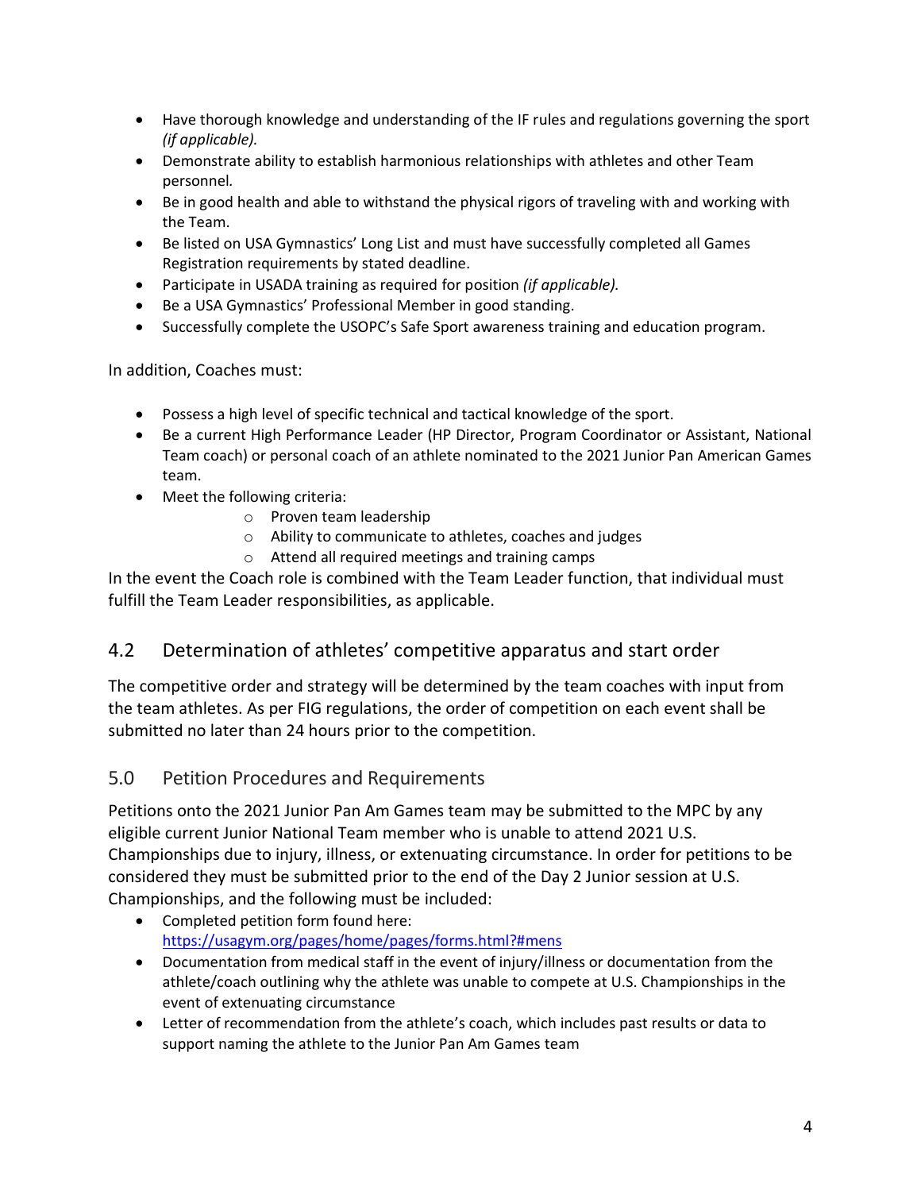- Have thorough knowledge and understanding of the IF rules and regulations governing the sport *(if applicable).*
- Demonstrate ability to establish harmonious relationships with athletes and other Team personnel*.*
- Be in good health and able to withstand the physical rigors of traveling with and working with the Team.
- Be listed on USA Gymnastics' Long List and must have successfully completed all Games Registration requirements by stated deadline.
- Participate in USADA training as required for position *(if applicable).*
- Be a USA Gymnastics' Professional Member in good standing.
- Successfully complete the USOPC's Safe Sport awareness training and education program.

In addition, Coaches must:

- Possess a high level of specific technical and tactical knowledge of the sport.
- Be a current High Performance Leader (HP Director, Program Coordinator or Assistant, National Team coach) or personal coach of an athlete nominated to the 2021 Junior Pan American Games team.
- Meet the following criteria:
    - Proven team leadership
    - Ability to communicate to athletes, coaches and judges
    - Attend all required meetings and training camps

In the event the Coach role is combined with the Team Leader function, that individual must fulfill the Team Leader responsibilities, as applicable.

## 4.2 Determination of athletes' competitive apparatus and start order

The competitive order and strategy will be determined by the team coaches with input from the team athletes. As per FIG regulations, the order of competition on each event shall be submitted no later than 24 hours prior to the competition.

## 5.0 Petition Procedures and Requirements

Petitions onto the 2021 Junior Pan Am Games team may be submitted to the MPC by any eligible current Junior National Team member who is unable to attend 2021 U.S. Championships due to injury, illness, or extenuating circumstance. In order for petitions to be considered they must be submitted prior to the end of the Day 2 Junior session at U.S. Championships, and the following must be included:

- Completed petition form found here: https://usagym.org/pages/home/pages/forms.html?#mens
- Documentation from medical staff in the event of injury/illness or documentation from the athlete/coach outlining why the athlete was unable to compete at U.S. Championships in the event of extenuating circumstance
- Letter of recommendation from the athlete's coach, which includes past results or data to support naming the athlete to the Junior Pan Am Games team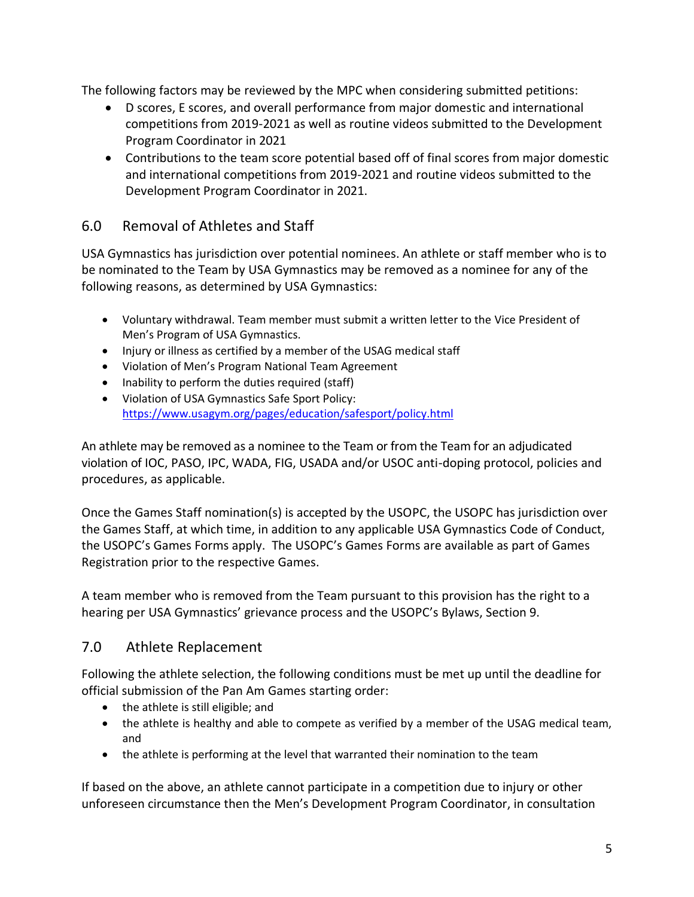The following factors may be reviewed by the MPC when considering submitted petitions:

- D scores, E scores, and overall performance from major domestic and international competitions from 2019-2021 as well as routine videos submitted to the Development Program Coordinator in 2021
- Contributions to the team score potential based off of final scores from major domestic and international competitions from 2019-2021 and routine videos submitted to the Development Program Coordinator in 2021.

## 6.0 Removal of Athletes and Staff

USA Gymnastics has jurisdiction over potential nominees. An athlete or staff member who is to be nominated to the Team by USA Gymnastics may be removed as a nominee for any of the following reasons, as determined by USA Gymnastics:

- Voluntary withdrawal. Team member must submit a written letter to the Vice President of Men's Program of USA Gymnastics.
- Injury or illness as certified by a member of the USAG medical staff
- Violation of Men's Program National Team Agreement
- Inability to perform the duties required (staff)
- Violation of USA Gymnastics Safe Sport Policy: https://www.usagym.org/pages/education/safesport/policy.html

An athlete may be removed as a nominee to the Team or from the Team for an adjudicated violation of IOC, PASO, IPC, WADA, FIG, USADA and/or USOC anti-doping protocol, policies and procedures, as applicable.

Once the Games Staff nomination(s) is accepted by the USOPC, the USOPC has jurisdiction over the Games Staff, at which time, in addition to any applicable USA Gymnastics Code of Conduct, the USOPC's Games Forms apply. The USOPC's Games Forms are available as part of Games Registration prior to the respective Games.

A team member who is removed from the Team pursuant to this provision has the right to a hearing per USA Gymnastics' grievance process and the USOPC's Bylaws, Section 9.

## 7.0 Athlete Replacement

Following the athlete selection, the following conditions must be met up until the deadline for official submission of the Pan Am Games starting order:

- the athlete is still eligible; and
- the athlete is healthy and able to compete as verified by a member of the USAG medical team, and
- the athlete is performing at the level that warranted their nomination to the team

If based on the above, an athlete cannot participate in a competition due to injury or other unforeseen circumstance then the Men's Development Program Coordinator, in consultation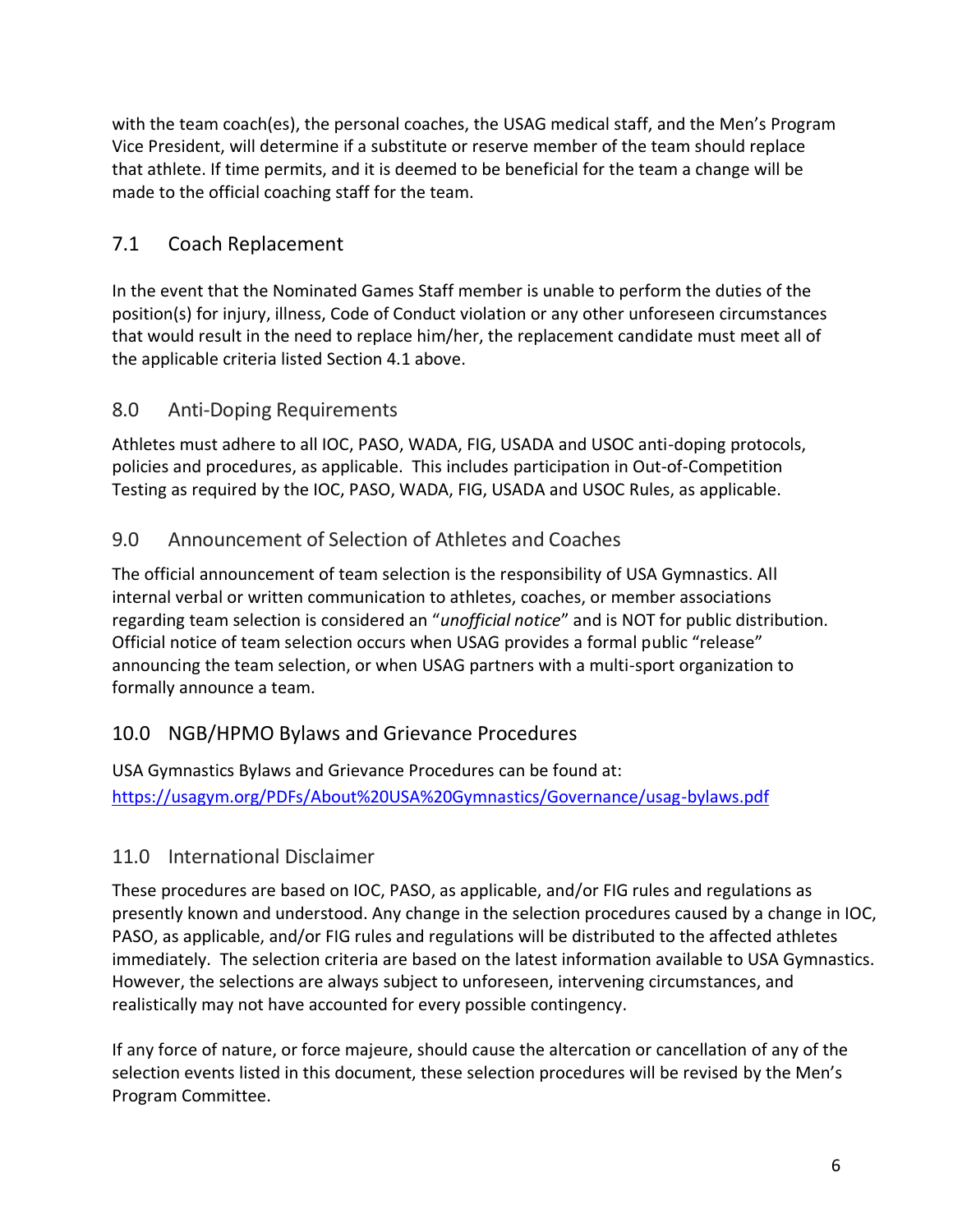with the team coach(es), the personal coaches, the USAG medical staff, and the Men's Program Vice President, will determine if a substitute or reserve member of the team should replace that athlete. If time permits, and it is deemed to be beneficial for the team a change will be made to the official coaching staff for the team.

## 7.1 Coach Replacement

In the event that the Nominated Games Staff member is unable to perform the duties of the position(s) for injury, illness, Code of Conduct violation or any other unforeseen circumstances that would result in the need to replace him/her, the replacement candidate must meet all of the applicable criteria listed Section 4.1 above.

## 8.0 Anti-Doping Requirements

Athletes must adhere to all IOC, PASO, WADA, FIG, USADA and USOC anti-doping protocols, policies and procedures, as applicable. This includes participation in Out-of-Competition Testing as required by the IOC, PASO, WADA, FIG, USADA and USOC Rules, as applicable.

## 9.0 Announcement of Selection of Athletes and Coaches

The official announcement of team selection is the responsibility of USA Gymnastics. All internal verbal or written communication to athletes, coaches, or member associations regarding team selection is considered an "*unofficial notice*" and is NOT for public distribution. Official notice of team selection occurs when USAG provides a formal public "release" announcing the team selection, or when USAG partners with a multi-sport organization to formally announce a team.

## 10.0 NGB/HPMO Bylaws and Grievance Procedures

USA Gymnastics Bylaws and Grievance Procedures can be found at:
[https://usagym.org/PDFs/About%20USA%20Gymnastics/Governance/usag-bylaws.pdf](https://usagym.org/PDFs/About%20USA%20Gymnastics/Governance/usag-bylaws.pdf)

## 11.0 International Disclaimer

These procedures are based on IOC, PASO, as applicable, and/or FIG rules and regulations as presently known and understood. Any change in the selection procedures caused by a change in IOC, PASO, as applicable, and/or FIG rules and regulations will be distributed to the affected athletes immediately. The selection criteria are based on the latest information available to USA Gymnastics. However, the selections are always subject to unforeseen, intervening circumstances, and realistically may not have accounted for every possible contingency.

If any force of nature, or force majeure, should cause the altercation or cancellation of any of the selection events listed in this document, these selection procedures will be revised by the Men's Program Committee.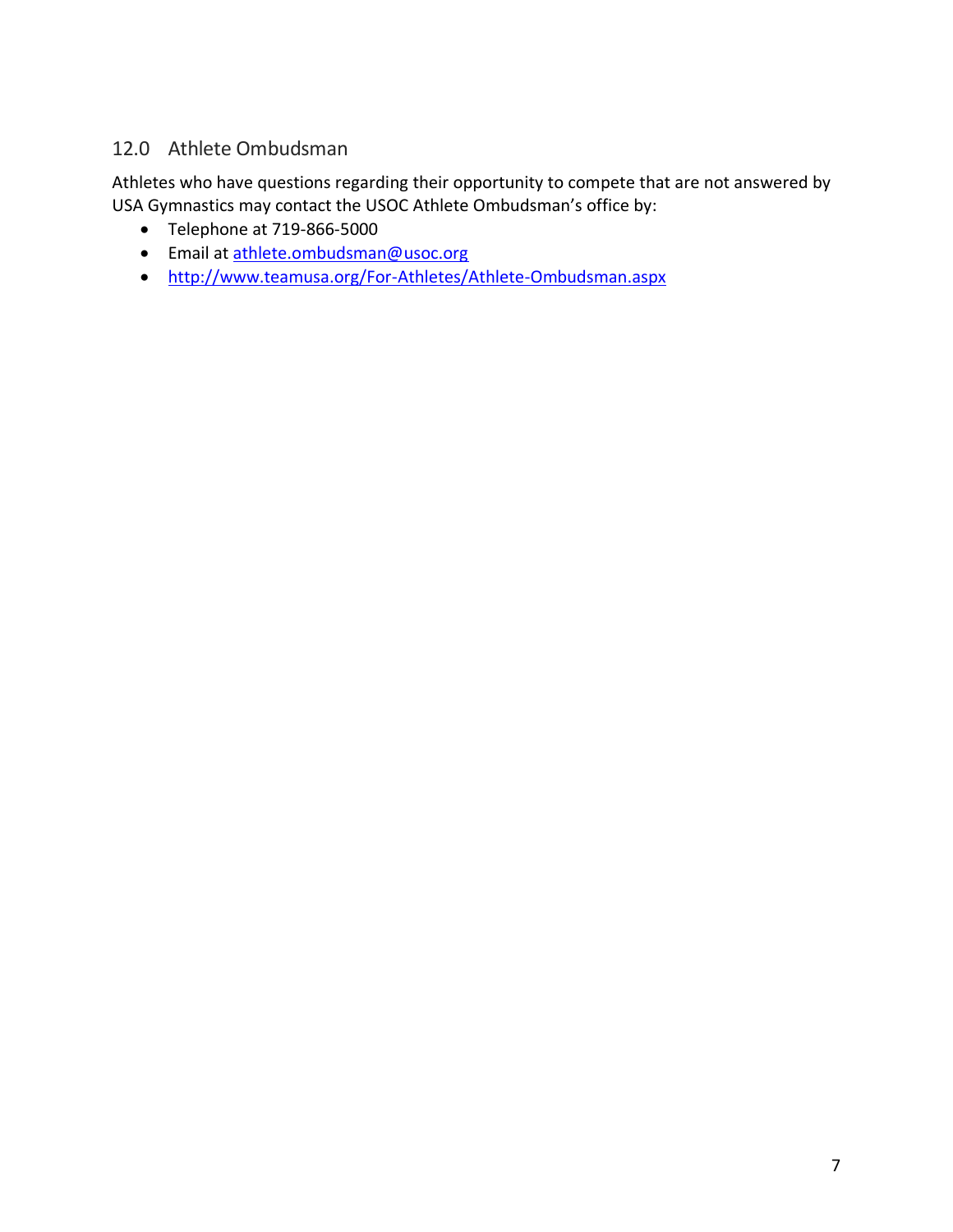## 12.0 Athlete Ombudsman

Athletes who have questions regarding their opportunity to compete that are not answered by USA Gymnastics may contact the USOC Athlete Ombudsman's office by:

- Telephone at 719-866-5000
- Email at athlete.ombudsman@usoc.org
- http://www.teamusa.org/For-Athletes/Athlete-Ombudsman.aspx